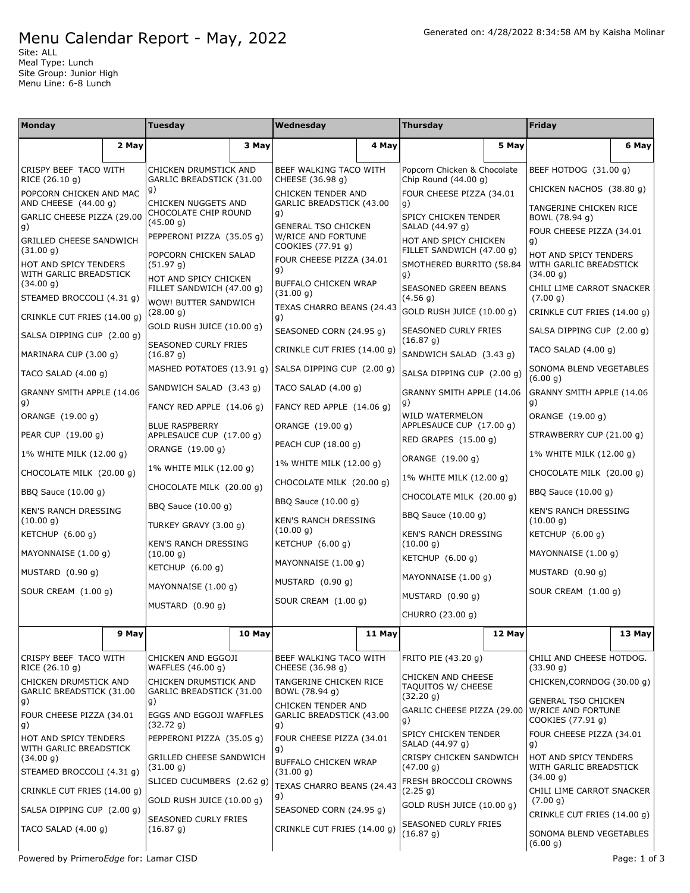# Menu Calendar Report - May, 2022

Generated on: 4/28/2022 8:34:58 AM by Kaisha Molinar

Site: ALL
Meal Type: Lunch
Site Group: Junior High
Menu Line: 6-8 Lunch

| Monday | Tuesday | Wednesday | Thursday | Friday |
|---|---|---|---|---|
| **2 May** | **3 May** | **4 May** | **5 May** | **6 May** |
| CRISPY BEEF TACO WITH RICE (26.10 g)<br>POPCORN CHICKEN AND MAC AND CHEESE (44.00 g)<br>GARLIC CHEESE PIZZA (29.00 g)<br>GRILLED CHEESE SANDWICH (31.00 g)<br>HOT AND SPICY TENDERS WITH GARLIC BREADSTICK (34.00 g)<br>STEAMED BROCCOLI (4.31 g)<br>CRINKLE CUT FRIES (14.00 g)<br>SALSA DIPPING CUP (2.00 g)<br>MARINARA CUP (3.00 g)<br>TACO SALAD (4.00 g)<br>GRANNY SMITH APPLE (14.06 g)<br>ORANGE (19.00 g)<br>PEAR CUP (19.00 g)<br>1% WHITE MILK (12.00 g)<br>CHOCOLATE MILK (20.00 g)<br>BBQ Sauce (10.00 g)<br>KEN'S RANCH DRESSING (10.00 g)<br>KETCHUP (6.00 g)<br>MAYONNAISE (1.00 g)<br>MUSTARD (0.90 g)<br>SOUR CREAM (1.00 g) | CHICKEN DRUMSTICK AND GARLIC BREADSTICK (31.00 g)<br>CHICKEN NUGGETS AND CHOCOLATE CHIP ROUND (45.00 g)<br>PEPPERONI PIZZA (35.05 g)<br>POPCORN CHICKEN SALAD (51.97 g)<br>HOT AND SPICY CHICKEN FILLET SANDWICH (47.00 g)<br>WOW! BUTTER SANDWICH (28.00 g)<br>GOLD RUSH JUICE (10.00 g)<br>SEASONED CURLY FRIES (16.87 g)<br>MASHED POTATOES (13.91 g)<br>SANDWICH SALAD (3.43 g)<br>FANCY RED APPLE (14.06 g)<br>BLUE RASPBERRY APPLESAUCE CUP (17.00 g)<br>ORANGE (19.00 g)<br>1% WHITE MILK (12.00 g)<br>CHOCOLATE MILK (20.00 g)<br>BBQ Sauce (10.00 g)<br>TURKEY GRAVY (3.00 g)<br>KEN'S RANCH DRESSING (10.00 g)<br>KETCHUP (6.00 g)<br>MAYONNAISE (1.00 g)<br>MUSTARD (0.90 g) | BEEF WALKING TACO WITH CHEESE (36.98 g)<br>CHICKEN TENDER AND GARLIC BREADSTICK (43.00 g)<br>GENERAL TSO CHICKEN W/RICE AND FORTUNE COOKIES (77.91 g)<br>FOUR CHEESE PIZZA (34.01 g)<br>BUFFALO CHICKEN WRAP (31.00 g)<br>TEXAS CHARRO BEANS (24.43 g)<br>SEASONED CORN (24.95 g)<br>CRINKLE CUT FRIES (14.00 g)<br>SALSA DIPPING CUP (2.00 g)<br>TACO SALAD (4.00 g)<br>FANCY RED APPLE (14.06 g)<br>ORANGE (19.00 g)<br>PEACH CUP (18.00 g)<br>1% WHITE MILK (12.00 g)<br>CHOCOLATE MILK (20.00 g)<br>BBQ Sauce (10.00 g)<br>KEN'S RANCH DRESSING (10.00 g)<br>KETCHUP (6.00 g)<br>MAYONNAISE (1.00 g)<br>MUSTARD (0.90 g)<br>SOUR CREAM (1.00 g) | Popcorn Chicken & Chocolate Chip Round (44.00 g)<br>FOUR CHEESE PIZZA (34.01 g)<br>SPICY CHICKEN TENDER SALAD (44.97 g)<br>HOT AND SPICY CHICKEN FILLET SANDWICH (47.00 g)<br>SMOTHERED BURRITO (58.84 g)<br>SEASONED GREEN BEANS (4.56 g)<br>GOLD RUSH JUICE (10.00 g)<br>SEASONED CURLY FRIES (16.87 g)<br>SANDWICH SALAD (3.43 g)<br>SALSA DIPPING CUP (2.00 g)<br>GRANNY SMITH APPLE (14.06 g)<br>WILD WATERMELON APPLESAUCE CUP (17.00 g)<br>RED GRAPES (15.00 g)<br>ORANGE (19.00 g)<br>1% WHITE MILK (12.00 g)<br>CHOCOLATE MILK (20.00 g)<br>BBQ Sauce (10.00 g)<br>KEN'S RANCH DRESSING (10.00 g)<br>KETCHUP (6.00 g)<br>MAYONNAISE (1.00 g)<br>MUSTARD (0.90 g)<br>CHURRO (23.00 g) | BEEF HOTDOG (31.00 g)<br>CHICKEN NACHOS (38.80 g)<br>TANGERINE CHICKEN RICE BOWL (78.94 g)<br>FOUR CHEESE PIZZA (34.01 g)<br>HOT AND SPICY TENDERS WITH GARLIC BREADSTICK (34.00 g)<br>CHILI LIME CARROT SNACKER (7.00 g)<br>CRINKLE CUT FRIES (14.00 g)<br>SALSA DIPPING CUP (2.00 g)<br>TACO SALAD (4.00 g)<br>SONOMA BLEND VEGETABLES (6.00 g)<br>GRANNY SMITH APPLE (14.06 g)<br>ORANGE (19.00 g)<br>STRAWBERRY CUP (21.00 g)<br>1% WHITE MILK (12.00 g)<br>CHOCOLATE MILK (20.00 g)<br>BBQ Sauce (10.00 g)<br>KEN'S RANCH DRESSING (10.00 g)<br>KETCHUP (6.00 g)<br>MAYONNAISE (1.00 g)<br>MUSTARD (0.90 g)<br>SOUR CREAM (1.00 g) |
| **9 May** | **10 May** | **11 May** | **12 May** | **13 May** |
| CRISPY BEEF TACO WITH RICE (26.10 g)<br>CHICKEN DRUMSTICK AND GARLIC BREADSTICK (31.00 g)<br>FOUR CHEESE PIZZA (34.01 g)<br>HOT AND SPICY TENDERS WITH GARLIC BREADSTICK (34.00 g)<br>STEAMED BROCCOLI (4.31 g)<br>CRINKLE CUT FRIES (14.00 g)<br>SALSA DIPPING CUP (2.00 g)<br>TACO SALAD (4.00 g) | CHICKEN AND EGGOJI WAFFLES (46.00 g)<br>CHICKEN DRUMSTICK AND GARLIC BREADSTICK (31.00 g)<br>EGGS AND EGGOJI WAFFLES (32.72 g)<br>PEPPERONI PIZZA (35.05 g)<br>GRILLED CHEESE SANDWICH (31.00 g)<br>SLICED CUCUMBERS (2.62 g)<br>GOLD RUSH JUICE (10.00 g)<br>SEASONED CURLY FRIES (16.87 g) | BEEF WALKING TACO WITH CHEESE (36.98 g)<br>TANGERINE CHICKEN RICE BOWL (78.94 g)<br>CHICKEN TENDER AND GARLIC BREADSTICK (43.00 g)<br>FOUR CHEESE PIZZA (34.01 g)<br>BUFFALO CHICKEN WRAP (31.00 g)<br>TEXAS CHARRO BEANS (24.43 g)<br>SEASONED CORN (24.95 g)<br>CRINKLE CUT FRIES (14.00 g) | FRITO PIE (43.20 g)<br>CHICKEN AND CHEESE TAQUITOS W/ CHEESE (32.20 g)<br>GARLIC CHEESE PIZZA (29.00 g)<br>SPICY CHICKEN TENDER SALAD (44.97 g)<br>CRISPY CHICKEN SANDWICH (47.00 g)<br>FRESH BROCCOLI CROWNS (2.25 g)<br>GOLD RUSH JUICE (10.00 g)<br>SEASONED CURLY FRIES (16.87 g) | CHILI AND CHEESE HOTDOG. (33.90 g)<br>CHICKEN,CORNDOG (30.00 g)<br>GENERAL TSO CHICKEN W/RICE AND FORTUNE COOKIES (77.91 g)<br>FOUR CHEESE PIZZA (34.01 g)<br>HOT AND SPICY TENDERS WITH GARLIC BREADSTICK (34.00 g)<br>CHILI LIME CARROT SNACKER (7.00 g)<br>CRINKLE CUT FRIES (14.00 g)<br>SONOMA BLEND VEGETABLES (6.00 g) |

Powered by Primero*Edge* for: Lamar CISD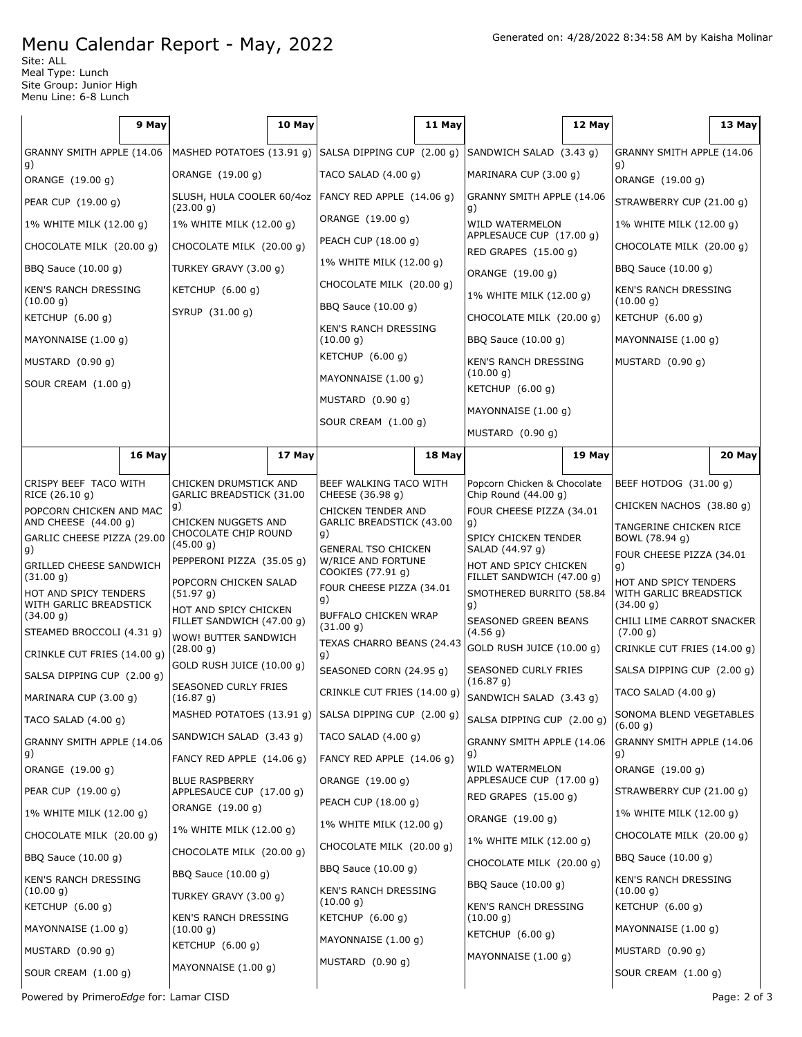# Menu Calendar Report - May, 2022

Generated on: 4/28/2022 8:34:58 AM by Kaisha Molinar

Site: ALL
Meal Type: Lunch
Site Group: Junior High
Menu Line: 6-8 Lunch

| 9 May | 10 May | 11 May | 12 May | 13 May |
|---|---|---|---|---|
| GRANNY SMITH APPLE (14.06 g) | MASHED POTATOES (13.91 g) | SALSA DIPPING CUP (2.00 g) | SANDWICH SALAD (3.43 g) | GRANNY SMITH APPLE (14.06 g) |
| ORANGE (19.00 g) | ORANGE (19.00 g) | TACO SALAD (4.00 g) | MARINARA CUP (3.00 g) | ORANGE (19.00 g) |
| PEAR CUP (19.00 g) | SLUSH, HULA COOLER 60/4oz (23.00 g) | FANCY RED APPLE (14.06 g) | GRANNY SMITH APPLE (14.06 g) | STRAWBERRY CUP (21.00 g) |
| 1% WHITE MILK (12.00 g) | 1% WHITE MILK (12.00 g) | ORANGE (19.00 g) | WILD WATERMELON APPLESAUCE CUP (17.00 g) | 1% WHITE MILK (12.00 g) |
| CHOCOLATE MILK (20.00 g) | CHOCOLATE MILK (20.00 g) | PEACH CUP (18.00 g) | RED GRAPES (15.00 g) | CHOCOLATE MILK (20.00 g) |
| BBQ Sauce (10.00 g) | TURKEY GRAVY (3.00 g) | 1% WHITE MILK (12.00 g) | ORANGE (19.00 g) | BBQ Sauce (10.00 g) |
| KEN'S RANCH DRESSING (10.00 g) | KETCHUP (6.00 g) | CHOCOLATE MILK (20.00 g) | 1% WHITE MILK (12.00 g) | KEN'S RANCH DRESSING (10.00 g) |
| KETCHUP (6.00 g) | SYRUP (31.00 g) | BBQ Sauce (10.00 g) | CHOCOLATE MILK (20.00 g) | KETCHUP (6.00 g) |
| MAYONNAISE (1.00 g) | | KEN'S RANCH DRESSING (10.00 g) | BBQ Sauce (10.00 g) | MAYONNAISE (1.00 g) |
| MUSTARD (0.90 g) | | KETCHUP (6.00 g) | KEN'S RANCH DRESSING (10.00 g) | MUSTARD (0.90 g) |
| SOUR CREAM (1.00 g) | | MAYONNAISE (1.00 g) | KETCHUP (6.00 g) | |
| | | MUSTARD (0.90 g) | MAYONNAISE (1.00 g) | |
| | | SOUR CREAM (1.00 g) | MUSTARD (0.90 g) | |

| 16 May | 17 May | 18 May | 19 May | 20 May |
|---|---|---|---|---|
| CRISPY BEEF TACO WITH RICE (26.10 g) | CHICKEN DRUMSTICK AND GARLIC BREADSTICK (31.00 g) | BEEF WALKING TACO WITH CHEESE (36.98 g) | Popcorn Chicken & Chocolate Chip Round (44.00 g) | BEEF HOTDOG (31.00 g) |
| POPCORN CHICKEN AND MAC AND CHEESE (44.00 g) | CHICKEN NUGGETS AND CHOCOLATE CHIP ROUND (45.00 g) | CHICKEN TENDER AND GARLIC BREADSTICK (43.00 g) | FOUR CHEESE PIZZA (34.01 g) | CHICKEN NACHOS (38.80 g) |
| GARLIC CHEESE PIZZA (29.00 g) | PEPPERONI PIZZA (35.05 g) | GENERAL TSO CHICKEN W/RICE AND FORTUNE COOKIES (77.91 g) | SPICY CHICKEN TENDER SALAD (44.97 g) | TANGERINE CHICKEN RICE BOWL (78.94 g) |
| GRILLED CHEESE SANDWICH (31.00 g) | POPCORN CHICKEN SALAD (51.97 g) | FOUR CHEESE PIZZA (34.01 g) | HOT AND SPICY CHICKEN FILLET SANDWICH (47.00 g) | FOUR CHEESE PIZZA (34.01 g) |
| HOT AND SPICY TENDERS WITH GARLIC BREADSTICK (34.00 g) | HOT AND SPICY CHICKEN FILLET SANDWICH (47.00 g) | BUFFALO CHICKEN WRAP (31.00 g) | SMOTHERED BURRITO (58.84 g) | HOT AND SPICY TENDERS WITH GARLIC BREADSTICK (34.00 g) |
| STEAMED BROCCOLI (4.31 g) | WOW! BUTTER SANDWICH (28.00 g) | TEXAS CHARRO BEANS (24.43 g) | SEASONED GREEN BEANS (4.56 g) | CHILI LIME CARROT SNACKER (7.00 g) |
| CRINKLE CUT FRIES (14.00 g) | GOLD RUSH JUICE (10.00 g) | SEASONED CORN (24.95 g) | GOLD RUSH JUICE (10.00 g) | CRINKLE CUT FRIES (14.00 g) |
| SALSA DIPPING CUP (2.00 g) | SEASONED CURLY FRIES (16.87 g) | CRINKLE CUT FRIES (14.00 g) | SEASONED CURLY FRIES (16.87 g) | SALSA DIPPING CUP (2.00 g) |
| MARINARA CUP (3.00 g) | MASHED POTATOES (13.91 g) | SALSA DIPPING CUP (2.00 g) | SANDWICH SALAD (3.43 g) | TACO SALAD (4.00 g) |
| TACO SALAD (4.00 g) | SANDWICH SALAD (3.43 g) | TACO SALAD (4.00 g) | SALSA DIPPING CUP (2.00 g) | SONOMA BLEND VEGETABLES (6.00 g) |
| GRANNY SMITH APPLE (14.06 g) | FANCY RED APPLE (14.06 g) | FANCY RED APPLE (14.06 g) | GRANNY SMITH APPLE (14.06 g) | GRANNY SMITH APPLE (14.06 g) |
| ORANGE (19.00 g) | BLUE RASPBERRY APPLESAUCE CUP (17.00 g) | ORANGE (19.00 g) | WILD WATERMELON APPLESAUCE CUP (17.00 g) | ORANGE (19.00 g) |
| PEAR CUP (19.00 g) | ORANGE (19.00 g) | PEACH CUP (18.00 g) | RED GRAPES (15.00 g) | STRAWBERRY CUP (21.00 g) |
| 1% WHITE MILK (12.00 g) | 1% WHITE MILK (12.00 g) | 1% WHITE MILK (12.00 g) | ORANGE (19.00 g) | 1% WHITE MILK (12.00 g) |
| CHOCOLATE MILK (20.00 g) | CHOCOLATE MILK (20.00 g) | CHOCOLATE MILK (20.00 g) | 1% WHITE MILK (12.00 g) | CHOCOLATE MILK (20.00 g) |
| BBQ Sauce (10.00 g) | BBQ Sauce (10.00 g) | BBQ Sauce (10.00 g) | CHOCOLATE MILK (20.00 g) | BBQ Sauce (10.00 g) |
| KEN'S RANCH DRESSING (10.00 g) | TURKEY GRAVY (3.00 g) | KEN'S RANCH DRESSING (10.00 g) | BBQ Sauce (10.00 g) | KEN'S RANCH DRESSING (10.00 g) |
| KETCHUP (6.00 g) | KEN'S RANCH DRESSING (10.00 g) | KETCHUP (6.00 g) | KEN'S RANCH DRESSING (10.00 g) | KETCHUP (6.00 g) |
| MAYONNAISE (1.00 g) | KETCHUP (6.00 g) | MAYONNAISE (1.00 g) | KETCHUP (6.00 g) | MAYONNAISE (1.00 g) |
| MUSTARD (0.90 g) | MAYONNAISE (1.00 g) | MUSTARD (0.90 g) | MAYONNAISE (1.00 g) | MUSTARD (0.90 g) |
| SOUR CREAM (1.00 g) | | | | SOUR CREAM (1.00 g) |

Powered by PrimeroEdge for: Lamar CISD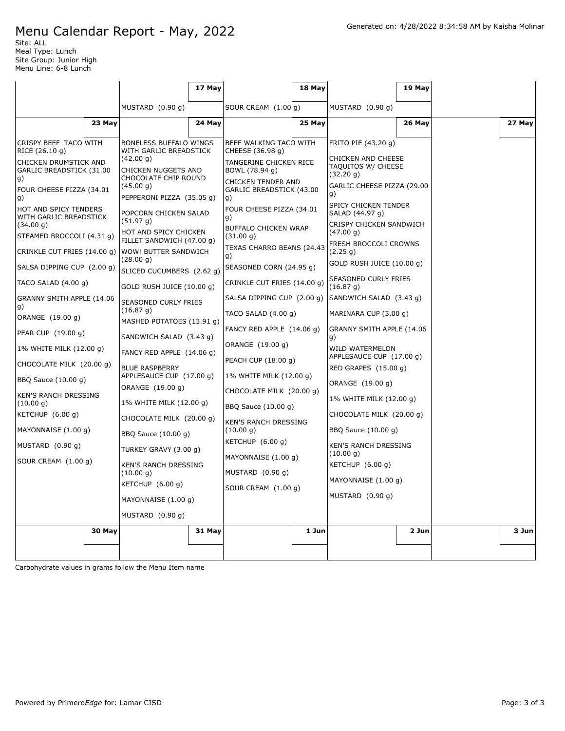# Menu Calendar Report - May, 2022

Generated on: 4/28/2022 8:34:58 AM by Kaisha Molinar

Site: ALL
Meal Type: Lunch
Site Group: Junior High
Menu Line: 6-8 Lunch

| | 17 May | 18 May | 19 May | |
|---|---|---|---|---|
| | MUSTARD (0.90 g) | SOUR CREAM (1.00 g) | MUSTARD (0.90 g) | |
| **23 May** | **24 May** | **25 May** | **26 May** | **27 May** |
| CRISPY BEEF TACO WITH RICE (26.10 g)<br>CHICKEN DRUMSTICK AND GARLIC BREADSTICK (31.00 g)<br>FOUR CHEESE PIZZA (34.01 g)<br>HOT AND SPICY TENDERS WITH GARLIC BREADSTICK (34.00 g)<br>STEAMED BROCCOLI (4.31 g)<br>CRINKLE CUT FRIES (14.00 g)<br>SALSA DIPPING CUP (2.00 g)<br>TACO SALAD (4.00 g)<br>GRANNY SMITH APPLE (14.06 g)<br>ORANGE (19.00 g)<br>PEAR CUP (19.00 g)<br>1% WHITE MILK (12.00 g)<br>CHOCOLATE MILK (20.00 g)<br>BBQ Sauce (10.00 g)<br>KEN'S RANCH DRESSING (10.00 g)<br>KETCHUP (6.00 g)<br>MAYONNAISE (1.00 g)<br>MUSTARD (0.90 g)<br>SOUR CREAM (1.00 g) | BONELESS BUFFALO WINGS WITH GARLIC BREADSTICK (42.00 g)<br>CHICKEN NUGGETS AND CHOCOLATE CHIP ROUND (45.00 g)<br>PEPPERONI PIZZA (35.05 g)<br>POPCORN CHICKEN SALAD (51.97 g)<br>HOT AND SPICY CHICKEN FILLET SANDWICH (47.00 g)<br>WOW! BUTTER SANDWICH (28.00 g)<br>SLICED CUCUMBERS (2.62 g)<br>GOLD RUSH JUICE (10.00 g)<br>SEASONED CURLY FRIES (16.87 g)<br>MASHED POTATOES (13.91 g)<br>SANDWICH SALAD (3.43 g)<br>FANCY RED APPLE (14.06 g)<br>BLUE RASPBERRY APPLESAUCE CUP (17.00 g)<br>ORANGE (19.00 g)<br>1% WHITE MILK (12.00 g)<br>CHOCOLATE MILK (20.00 g)<br>BBQ Sauce (10.00 g)<br>TURKEY GRAVY (3.00 g)<br>KEN'S RANCH DRESSING (10.00 g)<br>KETCHUP (6.00 g)<br>MAYONNAISE (1.00 g)<br>MUSTARD (0.90 g) | BEEF WALKING TACO WITH CHEESE (36.98 g)<br>TANGERINE CHICKEN RICE BOWL (78.94 g)<br>CHICKEN TENDER AND GARLIC BREADSTICK (43.00 g)<br>FOUR CHEESE PIZZA (34.01 g)<br>BUFFALO CHICKEN WRAP (31.00 g)<br>TEXAS CHARRO BEANS (24.43 g)<br>SEASONED CORN (24.95 g)<br>CRINKLE CUT FRIES (14.00 g)<br>SALSA DIPPING CUP (2.00 g)<br>TACO SALAD (4.00 g)<br>FANCY RED APPLE (14.06 g)<br>ORANGE (19.00 g)<br>PEACH CUP (18.00 g)<br>1% WHITE MILK (12.00 g)<br>CHOCOLATE MILK (20.00 g)<br>BBQ Sauce (10.00 g)<br>KEN'S RANCH DRESSING (10.00 g)<br>KETCHUP (6.00 g)<br>MAYONNAISE (1.00 g)<br>MUSTARD (0.90 g)<br>SOUR CREAM (1.00 g) | FRITO PIE (43.20 g)<br>CHICKEN AND CHEESE TAQUITOS W/ CHEESE (32.20 g)<br>GARLIC CHEESE PIZZA (29.00 g)<br>SPICY CHICKEN TENDER SALAD (44.97 g)<br>CRISPY CHICKEN SANDWICH (47.00 g)<br>FRESH BROCCOLI CROWNS (2.25 g)<br>GOLD RUSH JUICE (10.00 g)<br>SEASONED CURLY FRIES (16.87 g)<br>SANDWICH SALAD (3.43 g)<br>MARINARA CUP (3.00 g)<br>GRANNY SMITH APPLE (14.06 g)<br>WILD WATERMELON APPLESAUCE CUP (17.00 g)<br>RED GRAPES (15.00 g)<br>ORANGE (19.00 g)<br>1% WHITE MILK (12.00 g)<br>CHOCOLATE MILK (20.00 g)<br>BBQ Sauce (10.00 g)<br>KEN'S RANCH DRESSING (10.00 g)<br>KETCHUP (6.00 g)<br>MAYONNAISE (1.00 g)<br>MUSTARD (0.90 g) | |
| **30 May** | **31 May** | **1 Jun** | **2 Jun** | **3 Jun** |
| | | | | |

Carbohydrate values in grams follow the Menu Item name